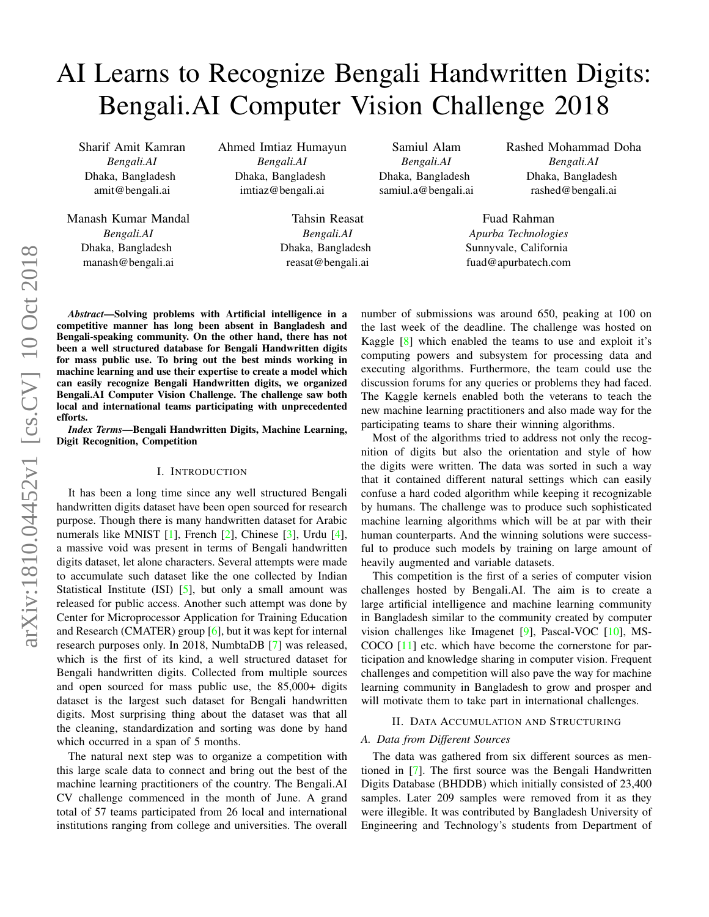# AI Learns to Recognize Bengali Handwritten Digits: Bengali.AI Computer Vision Challenge 2018

Sharif Amit Kamran
*Bengali.AI*
Dhaka, Bangladesh
amit@bengali.ai

Ahmed Imtiaz Humayun
*Bengali.AI*
Dhaka, Bangladesh
imtiaz@bengali.ai

Samiul Alam
*Bengali.AI*
Dhaka, Bangladesh
samiul.a@bengali.ai

Rashed Mohammad Doha
*Bengali.AI*
Dhaka, Bangladesh
rashed@bengali.ai

Manash Kumar Mandal
*Bengali.AI*
Dhaka, Bangladesh
manash@bengali.ai

Tahsin Reasat
*Bengali.AI*
Dhaka, Bangladesh
reasat@bengali.ai

Fuad Rahman
*Apurba Technologies*
Sunnyvale, California
fuad@apurbatech.com

***Abstract*—Solving problems with Artificial intelligence in a competitive manner has long been absent in Bangladesh and Bengali-speaking community. On the other hand, there has not been a well structured database for Bengali Handwritten digits for mass public use. To bring out the best minds working in machine learning and use their expertise to create a model which can easily recognize Bengali Handwritten digits, we organized Bengali.AI Computer Vision Challenge. The challenge saw both local and international teams participating with unprecedented efforts.**

***Index Terms*—Bengali Handwritten Digits, Machine Learning, Digit Recognition, Competition**

## I. Introduction

It has been a long time since any well structured Bengali handwritten digits dataset have been open sourced for research purpose. Though there is many handwritten dataset for Arabic numerals like MNIST [1], French [2], Chinese [3], Urdu [4], a massive void was present in terms of Bengali handwritten digits dataset, let alone characters. Several attempts were made to accumulate such dataset like the one collected by Indian Statistical Institute (ISI) [5], but only a small amount was released for public access. Another such attempt was done by Center for Microprocessor Application for Training Education and Research (CMATER) group [6], but it was kept for internal research purposes only. In 2018, NumbtaDB [7] was released, which is the first of its kind, a well structured dataset for Bengali handwritten digits. Collected from multiple sources and open sourced for mass public use, the 85,000+ digits dataset is the largest such dataset for Bengali handwritten digits. Most surprising thing about the dataset was that all the cleaning, standardization and sorting was done by hand which occurred in a span of 5 months.

The natural next step was to organize a competition with this large scale data to connect and bring out the best of the machine learning practitioners of the country. The Bengali.AI CV challenge commenced in the month of June. A grand total of 57 teams participated from 26 local and international institutions ranging from college and universities. The overall number of submissions was around 650, peaking at 100 on the last week of the deadline. The challenge was hosted on Kaggle [8] which enabled the teams to use and exploit it's computing powers and subsystem for processing data and executing algorithms. Furthermore, the team could use the discussion forums for any queries or problems they had faced. The Kaggle kernels enabled both the veterans to teach the new machine learning practitioners and also made way for the participating teams to share their winning algorithms.

Most of the algorithms tried to address not only the recognition of digits but also the orientation and style of how the digits were written. The data was sorted in such a way that it contained different natural settings which can easily confuse a hard coded algorithm while keeping it recognizable by humans. The challenge was to produce such sophisticated machine learning algorithms which will be at par with their human counterparts. And the winning solutions were successful to produce such models by training on large amount of heavily augmented and variable datasets.

This competition is the first of a series of computer vision challenges hosted by Bengali.AI. The aim is to create a large artificial intelligence and machine learning community in Bangladesh similar to the community created by computer vision challenges like Imagenet [9], Pascal-VOC [10], MS-COCO [11] etc. which have become the cornerstone for participation and knowledge sharing in computer vision. Frequent challenges and competition will also pave the way for machine learning community in Bangladesh to grow and prosper and will motivate them to take part in international challenges.

## II. Data Accumulation and Structuring

### A. Data from Different Sources

The data was gathered from six different sources as mentioned in [7]. The first source was the Bengali Handwritten Digits Database (BHDDB) which initially consisted of 23,400 samples. Later 209 samples were removed from it as they were illegible. It was contributed by Bangladesh University of Engineering and Technology's students from Department of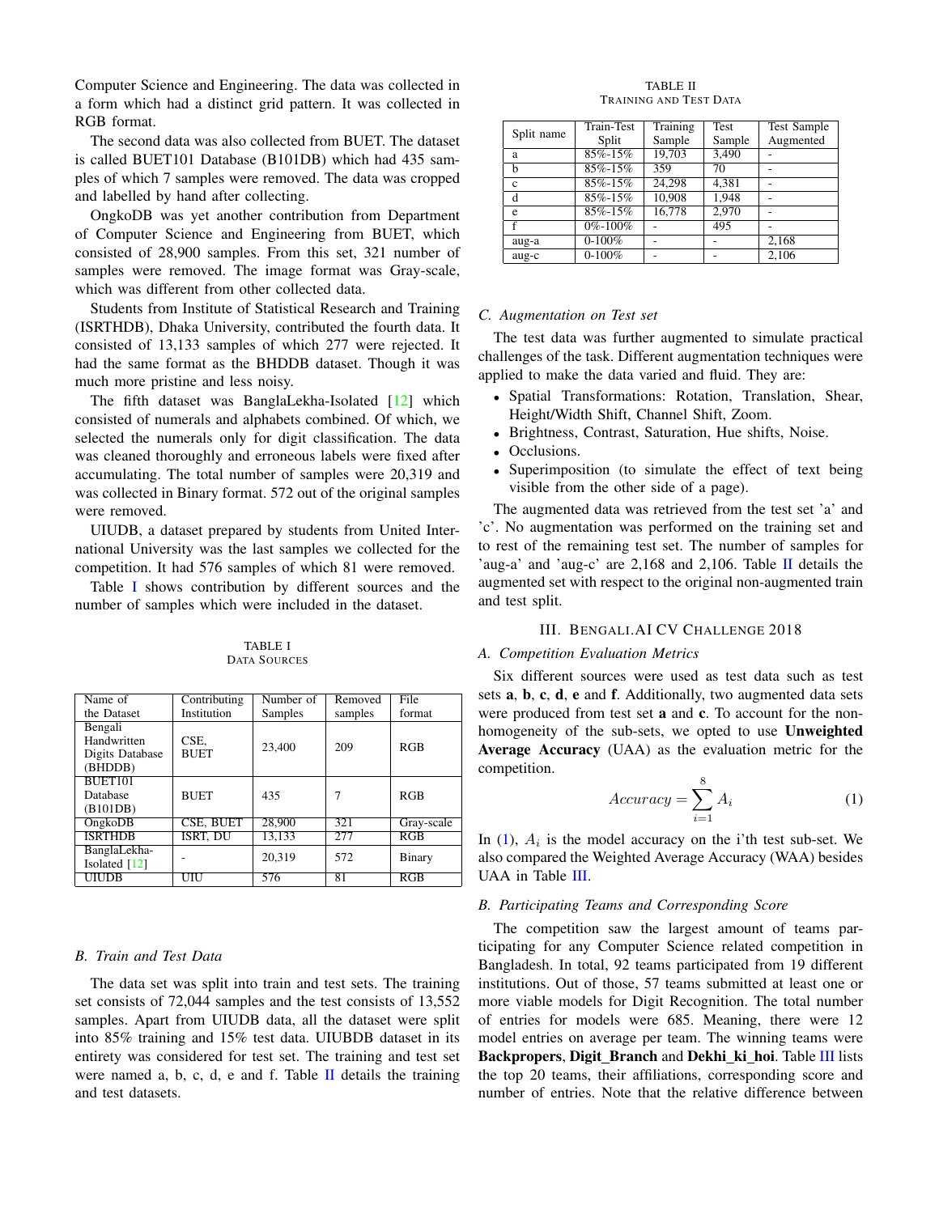Computer Science and Engineering. The data was collected in a form which had a distinct grid pattern. It was collected in RGB format.

The second data was also collected from BUET. The dataset is called BUET101 Database (B101DB) which had 435 samples of which 7 samples were removed. The data was cropped and labelled by hand after collecting.

OngkoDB was yet another contribution from Department of Computer Science and Engineering from BUET, which consisted of 28,900 samples. From this set, 321 number of samples were removed. The image format was Gray-scale, which was different from other collected data.

Students from Institute of Statistical Research and Training (ISRTHDB), Dhaka University, contributed the fourth data. It consisted of 13,133 samples of which 277 were rejected. It had the same format as the BHDDB dataset. Though it was much more pristine and less noisy.

The fifth dataset was BanglaLekha-Isolated [12] which consisted of numerals and alphabets combined. Of which, we selected the numerals only for digit classification. The data was cleaned thoroughly and erroneous labels were fixed after accumulating. The total number of samples were 20,319 and was collected in Binary format. 572 out of the original samples were removed.

UIUDB, a dataset prepared by students from United International University was the last samples we collected for the competition. It had 576 samples of which 81 were removed.

Table I shows contribution by different sources and the number of samples which were included in the dataset.

TABLE I
DATA SOURCES

| Name of the Dataset | Contributing Institution | Number of Samples | Removed samples | File format |
|---|---|---|---|---|
| Bengali Handwritten Digits Database (BHDDB) | CSE, BUET | 23,400 | 209 | RGB |
| BUET101 Database (B101DB) | BUET | 435 | 7 | RGB |
| OngkoDB | CSE, BUET | 28,900 | 321 | Gray-scale |
| ISRTHDB | ISRT, DU | 13,133 | 277 | RGB |
| BanglaLekha-Isolated [12] | - | 20,319 | 572 | Binary |
| UIUDB | UIU | 576 | 81 | RGB |

### B. Train and Test Data

The data set was split into train and test sets. The training set consists of 72,044 samples and the test consists of 13,552 samples. Apart from UIUDB data, all the dataset were split into 85% training and 15% test data. UIUBDB dataset in its entirety was considered for test set. The training and test set were named a, b, c, d, e and f. Table II details the training and test datasets.

TABLE II
TRAINING AND TEST DATA

| Split name | Train-Test Split | Training Sample | Test Sample | Test Sample Augmented |
|---|---|---|---|---|
| a | 85%-15% | 19,703 | 3,490 | - |
| b | 85%-15% | 359 | 70 | - |
| c | 85%-15% | 24,298 | 4,381 | - |
| d | 85%-15% | 10,908 | 1,948 | - |
| e | 85%-15% | 16,778 | 2,970 | - |
| f | 0%-100% | - | 495 | - |
| aug-a | 0-100% | - | - | 2,168 |
| aug-c | 0-100% | - | - | 2,106 |

### C. Augmentation on Test set

The test data was further augmented to simulate practical challenges of the task. Different augmentation techniques were applied to make the data varied and fluid. They are:

- Spatial Transformations: Rotation, Translation, Shear, Height/Width Shift, Channel Shift, Zoom.
- Brightness, Contrast, Saturation, Hue shifts, Noise.
- Occlusions.
- Superimposition (to simulate the effect of text being visible from the other side of a page).

The augmented data was retrieved from the test set 'a' and 'c'. No augmentation was performed on the training set and to rest of the remaining test set. The number of samples for 'aug-a' and 'aug-c' are 2,168 and 2,106. Table II details the augmented set with respect to the original non-augmented train and test split.

## III. Bengali.AI CV Challenge 2018

### A. Competition Evaluation Metrics

Six different sources were used as test data such as test sets **a**, **b**, **c**, **d**, **e** and **f**. Additionally, two augmented data sets were produced from test set **a** and **c**. To account for the non-homogeneity of the sub-sets, we opted to use **Unweighted Average Accuracy** (UAA) as the evaluation metric for the competition.

$$Accuracy = \sum_{i=1}^{8} A_i \tag{1}$$

In (1), $A_i$ is the model accuracy on the i'th test sub-set. We also compared the Weighted Average Accuracy (WAA) besides UAA in Table III.

### B. Participating Teams and Corresponding Score

The competition saw the largest amount of teams participating for any Computer Science related competition in Bangladesh. In total, 92 teams participated from 19 different institutions. Out of those, 57 teams submitted at least one or more viable models for Digit Recognition. The total number of entries for models were 685. Meaning, there were 12 model entries on average per team. The winning teams were **Backpropers**, **Digit_Branch** and **Dekhi_ki_hoi**. Table III lists the top 20 teams, their affiliations, corresponding score and number of entries. Note that the relative difference between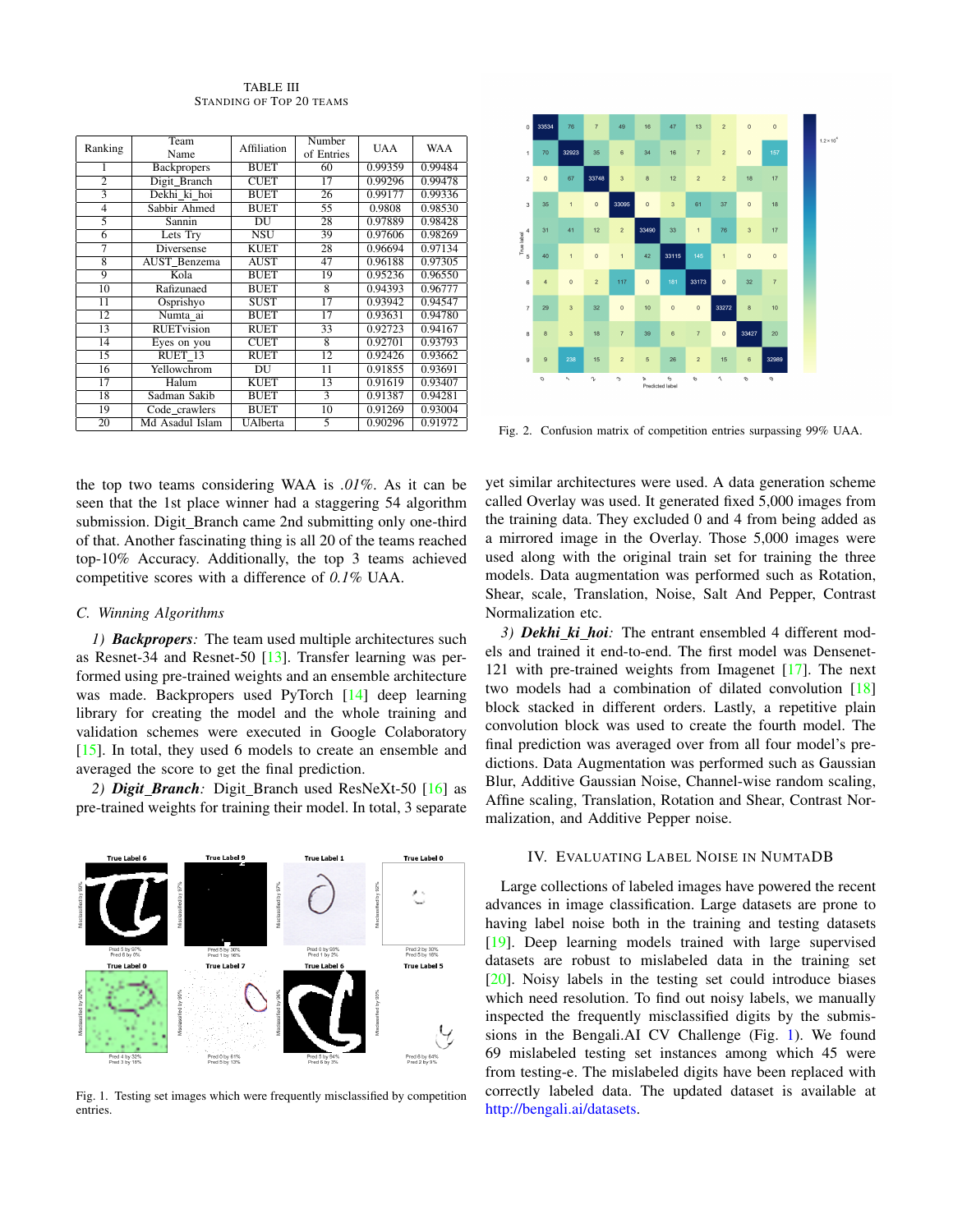TABLE III
STANDING OF TOP 20 TEAMS

| Ranking | Team Name | Affiliation | Number of Entries | UAA | WAA |
|---|---|---|---|---|---|
| 1 | Backpropers | BUET | 60 | 0.99359 | 0.99484 |
| 2 | Digit_Branch | CUET | 17 | 0.99296 | 0.99478 |
| 3 | Dekhi_ki_hoi | BUET | 26 | 0.99177 | 0.99336 |
| 4 | Sabbir Ahmed | BUET | 55 | 0.9808 | 0.98530 |
| 5 | Sannin | DU | 28 | 0.97889 | 0.98428 |
| 6 | Lets Try | NSU | 39 | 0.97606 | 0.98269 |
| 7 | Diversense | KUET | 28 | 0.96694 | 0.97134 |
| 8 | AUST_Benzema | AUST | 47 | 0.96188 | 0.97305 |
| 9 | Kola | BUET | 19 | 0.95236 | 0.96550 |
| 10 | Rafizunaed | BUET | 8 | 0.94393 | 0.96777 |
| 11 | Osprishyo | SUST | 17 | 0.93942 | 0.94547 |
| 12 | Numta_ai | BUET | 17 | 0.93631 | 0.94780 |
| 13 | RUETVision | RUET | 33 | 0.92723 | 0.94167 |
| 14 | Eyes on you | CUET | 8 | 0.92701 | 0.93793 |
| 15 | RUET_13 | RUET | 12 | 0.92426 | 0.93662 |
| 16 | Yellowchrom | DU | 11 | 0.91855 | 0.93691 |
| 17 | Halum | KUET | 13 | 0.91619 | 0.93407 |
| 18 | Sadman Sakib | BUET | 3 | 0.91387 | 0.94281 |
| 19 | Code_crawlers | BUET | 10 | 0.91269 | 0.93004 |
| 20 | Md Asadul Islam | UAlberta | 5 | 0.90296 | 0.91972 |

the top two teams considering WAA is *.01%*. As it can be seen that the 1st place winner had a staggering 54 algorithm submission. Digit_Branch came 2nd submitting only one-third of that. Another fascinating thing is all 20 of the teams reached top-10% Accuracy. Additionally, the top 3 teams achieved competitive scores with a difference of *0.1%* UAA.

### C. Winning Algorithms

*1) **Backpropers**:* The team used multiple architectures such as Resnet-34 and Resnet-50 [13]. Transfer learning was performed using pre-trained weights and an ensemble architecture was made. Backpropers used PyTorch [14] deep learning library for creating the model and the whole training and validation schemes were executed in Google Colaboratory [15]. In total, they used 6 models to create an ensemble and averaged the score to get the final prediction.

*2) **Digit_Branch**:* Digit_Branch used ResNeXt-50 [16] as pre-trained weights for training their model. In total, 3 separate yet similar architectures were used. A data generation scheme called Overlay was used. It generated fixed 5,000 images from the training data. They excluded 0 and 4 from being added as a mirrored image in the Overlay. Those 5,000 images were used along with the original train set for training the three models. Data augmentation was performed such as Rotation, Shear, scale, Translation, Noise, Salt And Pepper, Contrast Normalization etc.

*3) **Dekhi_ki_hoi**:* The entrant ensembled 4 different models and trained it end-to-end. The first model was Densenet-121 with pre-trained weights from Imagenet [17]. The next two models had a combination of dilated convolution [18] block stacked in different orders. Lastly, a repetitive plain convolution block was used to create the fourth model. The final prediction was averaged over from all four model's predictions. Data Augmentation was performed such as Gaussian Blur, Additive Gaussian Noise, Channel-wise random scaling, Affine scaling, Translation, Rotation and Shear, Contrast Normalization, and Additive Pepper noise.

Fig. 1. Testing set images which were frequently misclassified by competition entries.

Fig. 2. Confusion matrix of competition entries surpassing 99% UAA.

## IV. EVALUATING LABEL NOISE IN NUMTADB

Large collections of labeled images have powered the recent advances in image classification. Large datasets are prone to having label noise both in the training and testing datasets [19]. Deep learning models trained with large supervised datasets are robust to mislabeled data in the training set [20]. Noisy labels in the testing set could introduce biases which need resolution. To find out noisy labels, we manually inspected the frequently misclassified digits by the submissions in the Bengali.AI CV Challenge (Fig. 1). We found 69 mislabeled testing set instances among which 45 were from testing-e. The mislabeled digits have been replaced with correctly labeled data. The updated dataset is available at http://bengali.ai/datasets.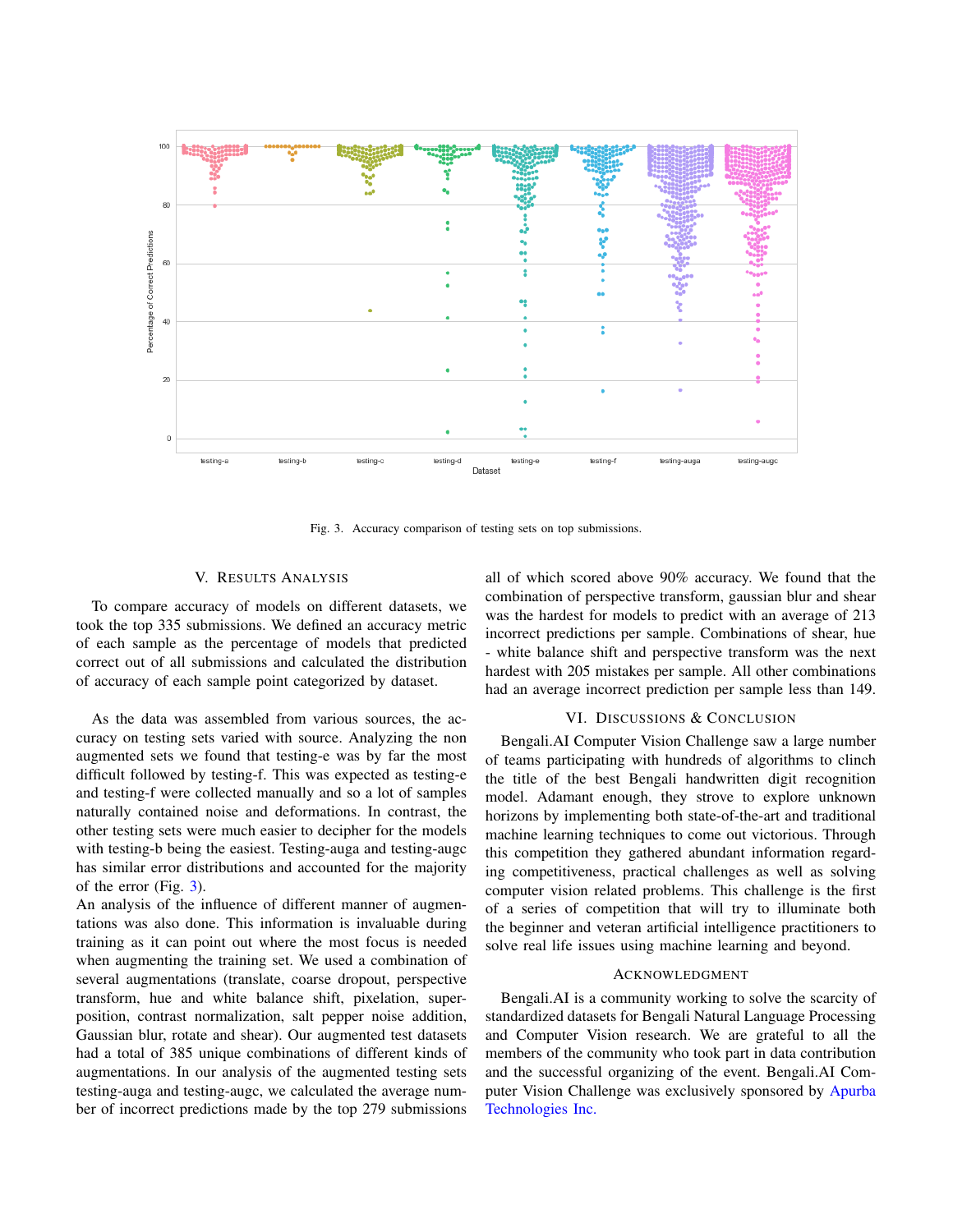Fig. 3. Accuracy comparison of testing sets on top submissions.

## V. Results Analysis

To compare accuracy of models on different datasets, we took the top 335 submissions. We defined an accuracy metric of each sample as the percentage of models that predicted correct out of all submissions and calculated the distribution of accuracy of each sample point categorized by dataset.

As the data was assembled from various sources, the accuracy on testing sets varied with source. Analyzing the non augmented sets we found that testing-e was by far the most difficult followed by testing-f. This was expected as testing-e and testing-f were collected manually and so a lot of samples naturally contained noise and deformations. In contrast, the other testing sets were much easier to decipher for the models with testing-b being the easiest. Testing-auga and testing-augc has similar error distributions and accounted for the majority of the error (Fig. 3).
An analysis of the influence of different manner of augmentations was also done. This information is invaluable during training as it can point out where the most focus is needed when augmenting the training set. We used a combination of several augmentations (translate, coarse dropout, perspective transform, hue and white balance shift, pixelation, superposition, contrast normalization, salt pepper noise addition, Gaussian blur, rotate and shear). Our augmented test datasets had a total of 385 unique combinations of different kinds of augmentations. In our analysis of the augmented testing sets testing-auga and testing-augc, we calculated the average number of incorrect predictions made by the top 279 submissions all of which scored above 90% accuracy. We found that the combination of perspective transform, gaussian blur and shear was the hardest for models to predict with an average of 213 incorrect predictions per sample. Combinations of shear, hue - white balance shift and perspective transform was the next hardest with 205 mistakes per sample. All other combinations had an average incorrect prediction per sample less than 149.

## VI. Discussions & Conclusion

Bengali.AI Computer Vision Challenge saw a large number of teams participating with hundreds of algorithms to clinch the title of the best Bengali handwritten digit recognition model. Adamant enough, they strove to explore unknown horizons by implementing both state-of-the-art and traditional machine learning techniques to come out victorious. Through this competition they gathered abundant information regarding competitiveness, practical challenges as well as solving computer vision related problems. This challenge is the first of a series of competition that will try to illuminate both the beginner and veteran artificial intelligence practitioners to solve real life issues using machine learning and beyond.

## Acknowledgment

Bengali.AI is a community working to solve the scarcity of standardized datasets for Bengali Natural Language Processing and Computer Vision research. We are grateful to all the members of the community who took part in data contribution and the successful organizing of the event. Bengali.AI Computer Vision Challenge was exclusively sponsored by Apurba Technologies Inc.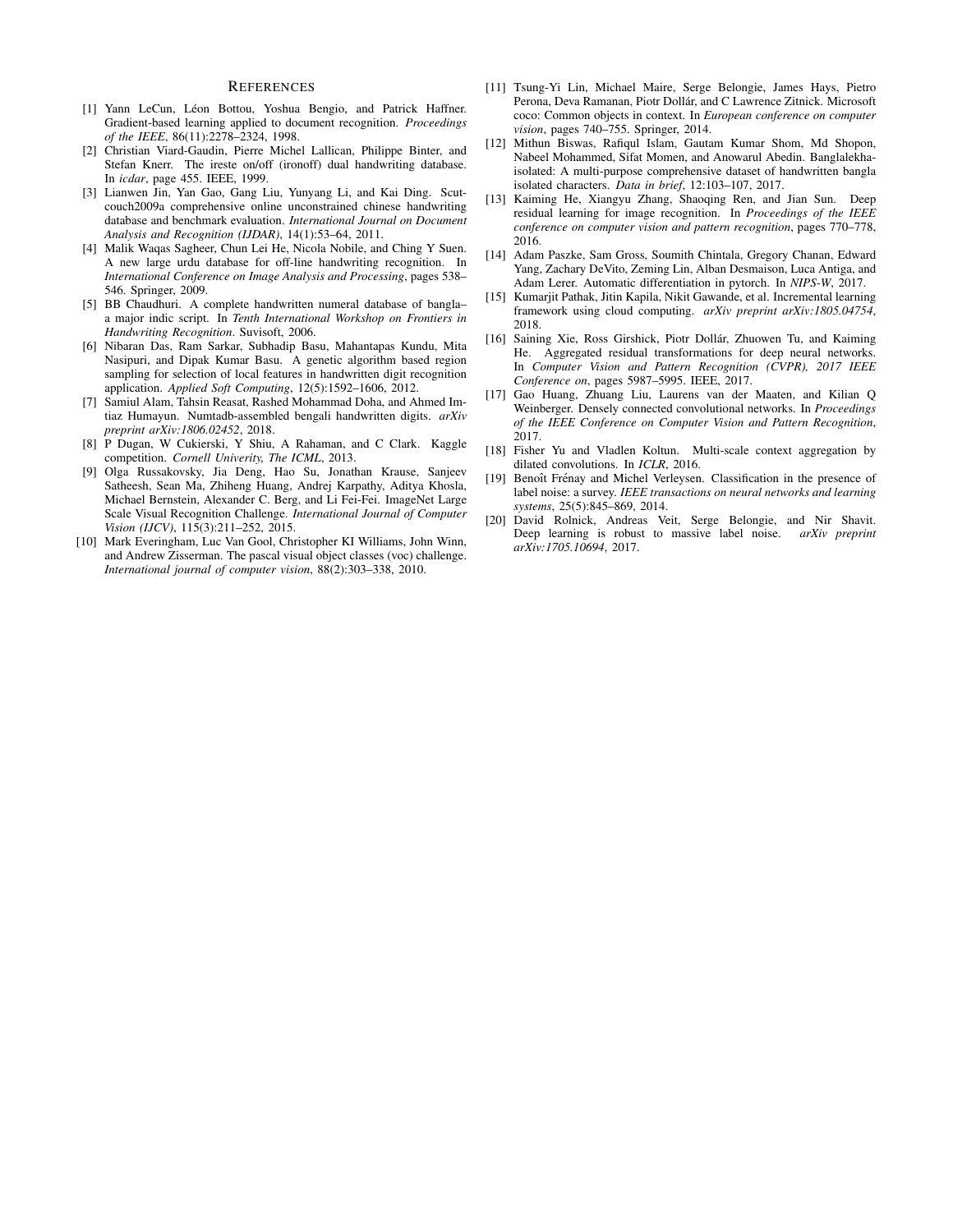## References

[1] Yann LeCun, Léon Bottou, Yoshua Bengio, and Patrick Haffner. Gradient-based learning applied to document recognition. *Proceedings of the IEEE*, 86(11):2278–2324, 1998.

[2] Christian Viard-Gaudin, Pierre Michel Lallican, Philippe Binter, and Stefan Knerr. The ireste on/off (ironoff) dual handwriting database. In *icdar*, page 455. IEEE, 1999.

[3] Lianwen Jin, Yan Gao, Gang Liu, Yunyang Li, and Kai Ding. Scut-couch2009a comprehensive online unconstrained chinese handwriting database and benchmark evaluation. *International Journal on Document Analysis and Recognition (IJDAR)*, 14(1):53–64, 2011.

[4] Malik Waqas Sagheer, Chun Lei He, Nicola Nobile, and Ching Y Suen. A new large urdu database for off-line handwriting recognition. In *International Conference on Image Analysis and Processing*, pages 538–546. Springer, 2009.

[5] BB Chaudhuri. A complete handwritten numeral database of bangla–a major indic script. In *Tenth International Workshop on Frontiers in Handwriting Recognition*. Suvisoft, 2006.

[6] Nibaran Das, Ram Sarkar, Subhadip Basu, Mahantapas Kundu, Mita Nasipuri, and Dipak Kumar Basu. A genetic algorithm based region sampling for selection of local features in handwritten digit recognition application. *Applied Soft Computing*, 12(5):1592–1606, 2012.

[7] Samiul Alam, Tahsin Reasat, Rashed Mohammad Doha, and Ahmed Imtiaz Humayun. Numtadb-assembled bengali handwritten digits. *arXiv preprint arXiv:1806.02452*, 2018.

[8] P Dugan, W Cukierski, Y Shiu, A Rahaman, and C Clark. Kaggle competition. *Cornell Univerity, The ICML*, 2013.

[9] Olga Russakovsky, Jia Deng, Hao Su, Jonathan Krause, Sanjeev Satheesh, Sean Ma, Zhiheng Huang, Andrej Karpathy, Aditya Khosla, Michael Bernstein, Alexander C. Berg, and Li Fei-Fei. ImageNet Large Scale Visual Recognition Challenge. *International Journal of Computer Vision (IJCV)*, 115(3):211–252, 2015.

[10] Mark Everingham, Luc Van Gool, Christopher KI Williams, John Winn, and Andrew Zisserman. The pascal visual object classes (voc) challenge. *International journal of computer vision*, 88(2):303–338, 2010.

[11] Tsung-Yi Lin, Michael Maire, Serge Belongie, James Hays, Pietro Perona, Deva Ramanan, Piotr Dollár, and C Lawrence Zitnick. Microsoft coco: Common objects in context. In *European conference on computer vision*, pages 740–755. Springer, 2014.

[12] Mithun Biswas, Rafiqul Islam, Gautam Kumar Shom, Md Shopon, Nabeel Mohammed, Sifat Momen, and Anowarul Abedin. Banglalekha-isolated: A multi-purpose comprehensive dataset of handwritten bangla isolated characters. *Data in brief*, 12:103–107, 2017.

[13] Kaiming He, Xiangyu Zhang, Shaoqing Ren, and Jian Sun. Deep residual learning for image recognition. In *Proceedings of the IEEE conference on computer vision and pattern recognition*, pages 770–778, 2016.

[14] Adam Paszke, Sam Gross, Soumith Chintala, Gregory Chanan, Edward Yang, Zachary DeVito, Zeming Lin, Alban Desmaison, Luca Antiga, and Adam Lerer. Automatic differentiation in pytorch. In *NIPS-W*, 2017.

[15] Kumarjit Pathak, Jitin Kapila, Nikit Gawande, et al. Incremental learning framework using cloud computing. *arXiv preprint arXiv:1805.04754*, 2018.

[16] Saining Xie, Ross Girshick, Piotr Dollár, Zhuowen Tu, and Kaiming He. Aggregated residual transformations for deep neural networks. In *Computer Vision and Pattern Recognition (CVPR), 2017 IEEE Conference on*, pages 5987–5995. IEEE, 2017.

[17] Gao Huang, Zhuang Liu, Laurens van der Maaten, and Kilian Q Weinberger. Densely connected convolutional networks. In *Proceedings of the IEEE Conference on Computer Vision and Pattern Recognition*, 2017.

[18] Fisher Yu and Vladlen Koltun. Multi-scale context aggregation by dilated convolutions. In *ICLR*, 2016.

[19] Benoît Frénay and Michel Verleysen. Classification in the presence of label noise: a survey. *IEEE transactions on neural networks and learning systems*, 25(5):845–869, 2014.

[20] David Rolnick, Andreas Veit, Serge Belongie, and Nir Shavit. Deep learning is robust to massive label noise. *arXiv preprint arXiv:1705.10694*, 2017.